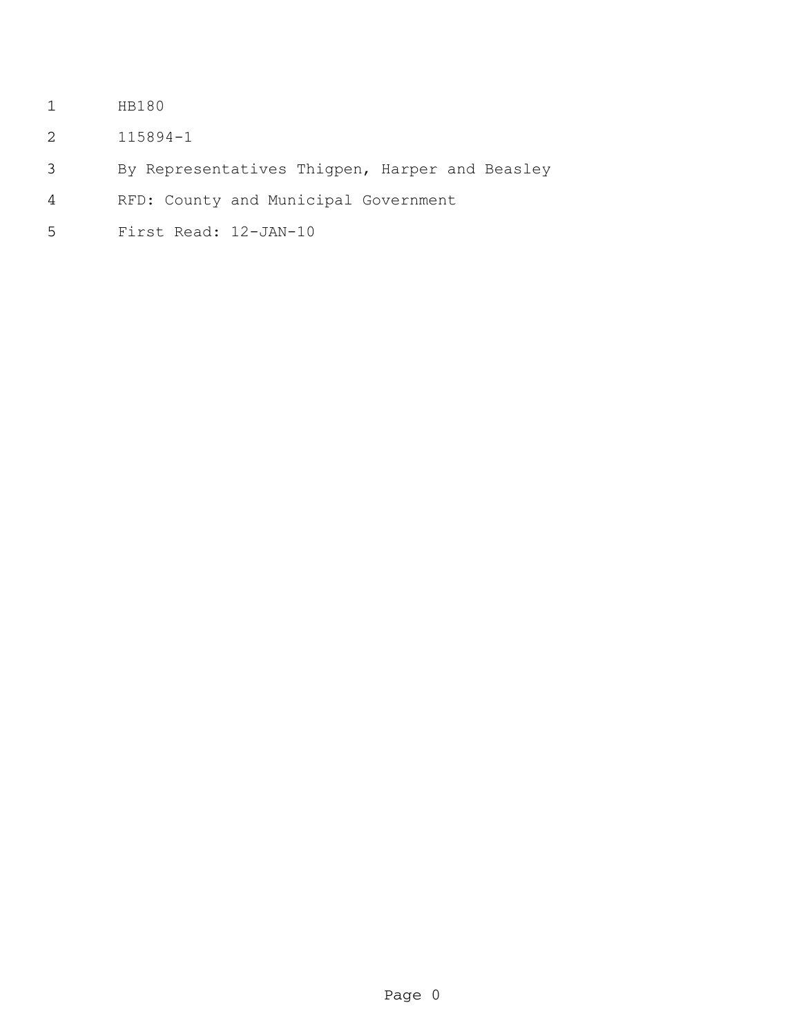HB180

115894-1

By Representatives Thigpen, Harper and Beasley

RFD: County and Municipal Government

First Read: 12-JAN-10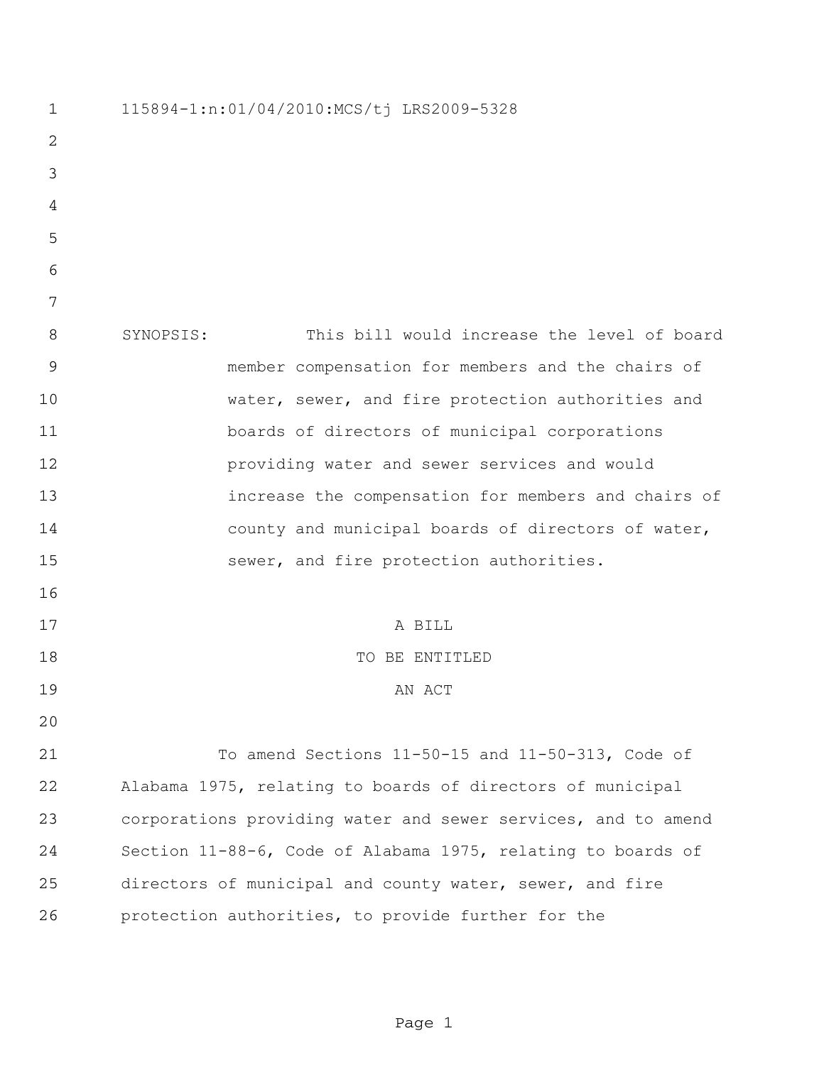115894-1:n:01/04/2010:MCS/tj LRS2009-5328

SYNOPSIS: This bill would increase the level of board member compensation for members and the chairs of water, sewer, and fire protection authorities and boards of directors of municipal corporations providing water and sewer services and would increase the compensation for members and chairs of county and municipal boards of directors of water, sewer, and fire protection authorities.

A BILL

TO BE ENTITLED

AN ACT

To amend Sections 11-50-15 and 11-50-313, Code of Alabama 1975, relating to boards of directors of municipal corporations providing water and sewer services, and to amend Section 11-88-6, Code of Alabama 1975, relating to boards of directors of municipal and county water, sewer, and fire protection authorities, to provide further for the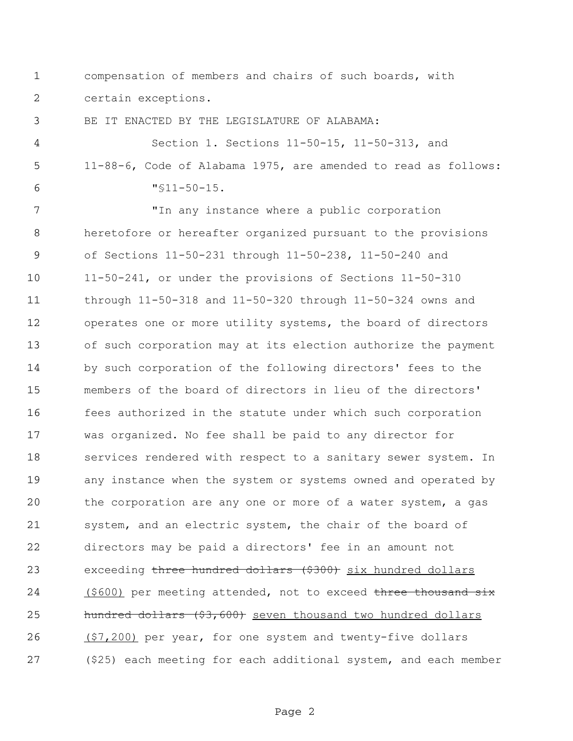compensation of members and chairs of such boards, with certain exceptions.

BE IT ENACTED BY THE LEGISLATURE OF ALABAMA:

Section 1. Sections 11-50-15, 11-50-313, and 11-88-6, Code of Alabama 1975, are amended to read as follows:

"§11-50-15.

"In any instance where a public corporation heretofore or hereafter organized pursuant to the provisions of Sections 11-50-231 through 11-50-238, 11-50-240 and 11-50-241, or under the provisions of Sections 11-50-310 through 11-50-318 and 11-50-320 through 11-50-324 owns and operates one or more utility systems, the board of directors of such corporation may at its election authorize the payment by such corporation of the following directors' fees to the members of the board of directors in lieu of the directors' fees authorized in the statute under which such corporation was organized. No fee shall be paid to any director for services rendered with respect to a sanitary sewer system. In any instance when the system or systems owned and operated by the corporation are any one or more of a water system, a gas system, and an electric system, the chair of the board of directors may be paid a directors' fee in an amount not exceeding ~~three hundred dollars ($300)~~ six hundred dollars ($600) per meeting attended, not to exceed ~~three thousand six hundred dollars ($3,600)~~ seven thousand two hundred dollars ($7,200) per year, for one system and twenty-five dollars ($25) each meeting for each additional system, and each member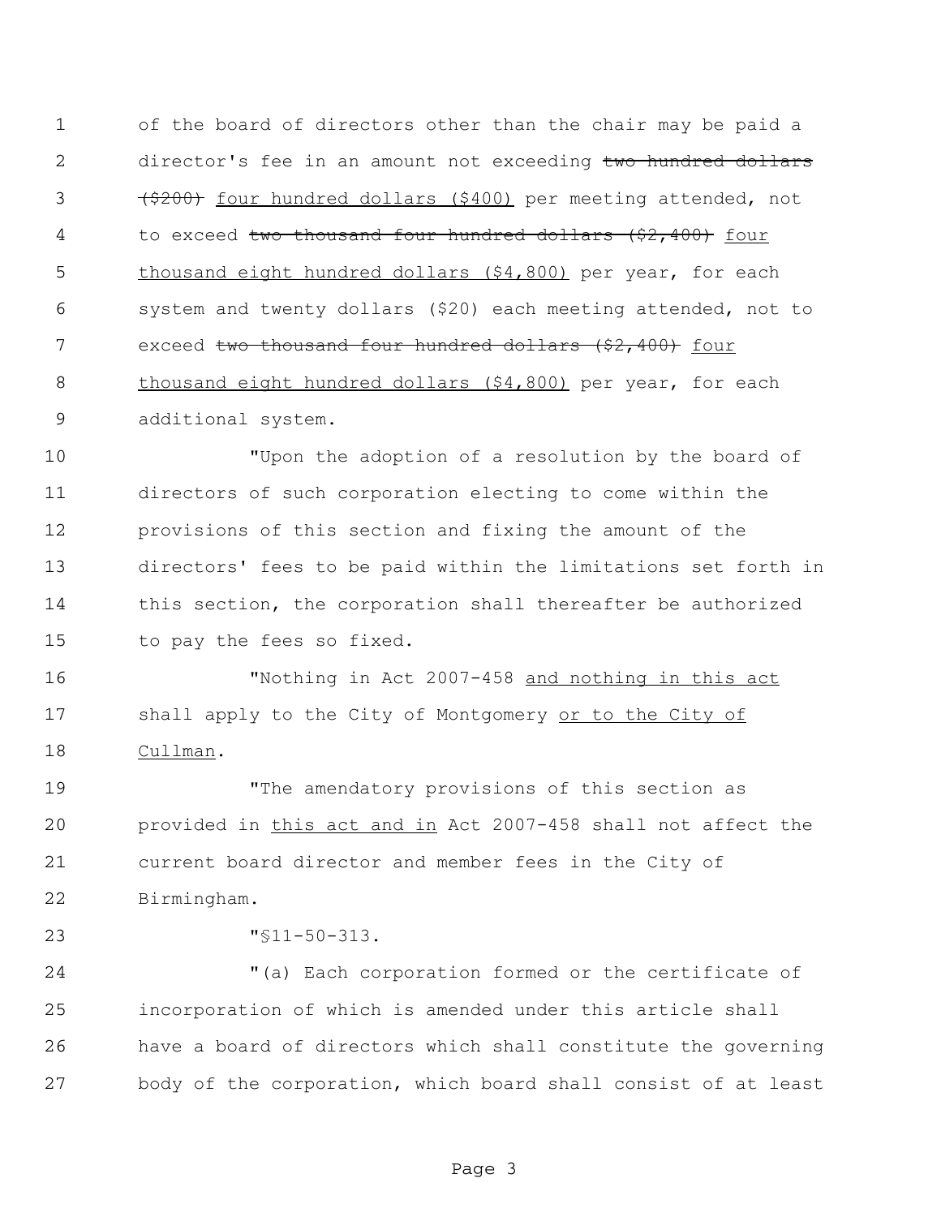of the board of directors other than the chair may be paid a director's fee in an amount not exceeding ~~two hundred dollars ($200)~~ <u>four hundred dollars ($400)</u> per meeting attended, not to exceed ~~two thousand four hundred dollars ($2,400)~~ <u>four thousand eight hundred dollars ($4,800)</u> per year, for each system and twenty dollars ($20) each meeting attended, not to exceed ~~two thousand four hundred dollars ($2,400)~~ <u>four thousand eight hundred dollars ($4,800)</u> per year, for each additional system.

"Upon the adoption of a resolution by the board of directors of such corporation electing to come within the provisions of this section and fixing the amount of the directors' fees to be paid within the limitations set forth in this section, the corporation shall thereafter be authorized to pay the fees so fixed.

"Nothing in Act 2007-458 <u>and nothing in this act</u> shall apply to the City of Montgomery <u>or to the City of Cullman</u>.

"The amendatory provisions of this section as provided in <u>this act and in</u> Act 2007-458 shall not affect the current board director and member fees in the City of Birmingham.

"§11-50-313.

"(a) Each corporation formed or the certificate of incorporation of which is amended under this article shall have a board of directors which shall constitute the governing body of the corporation, which board shall consist of at least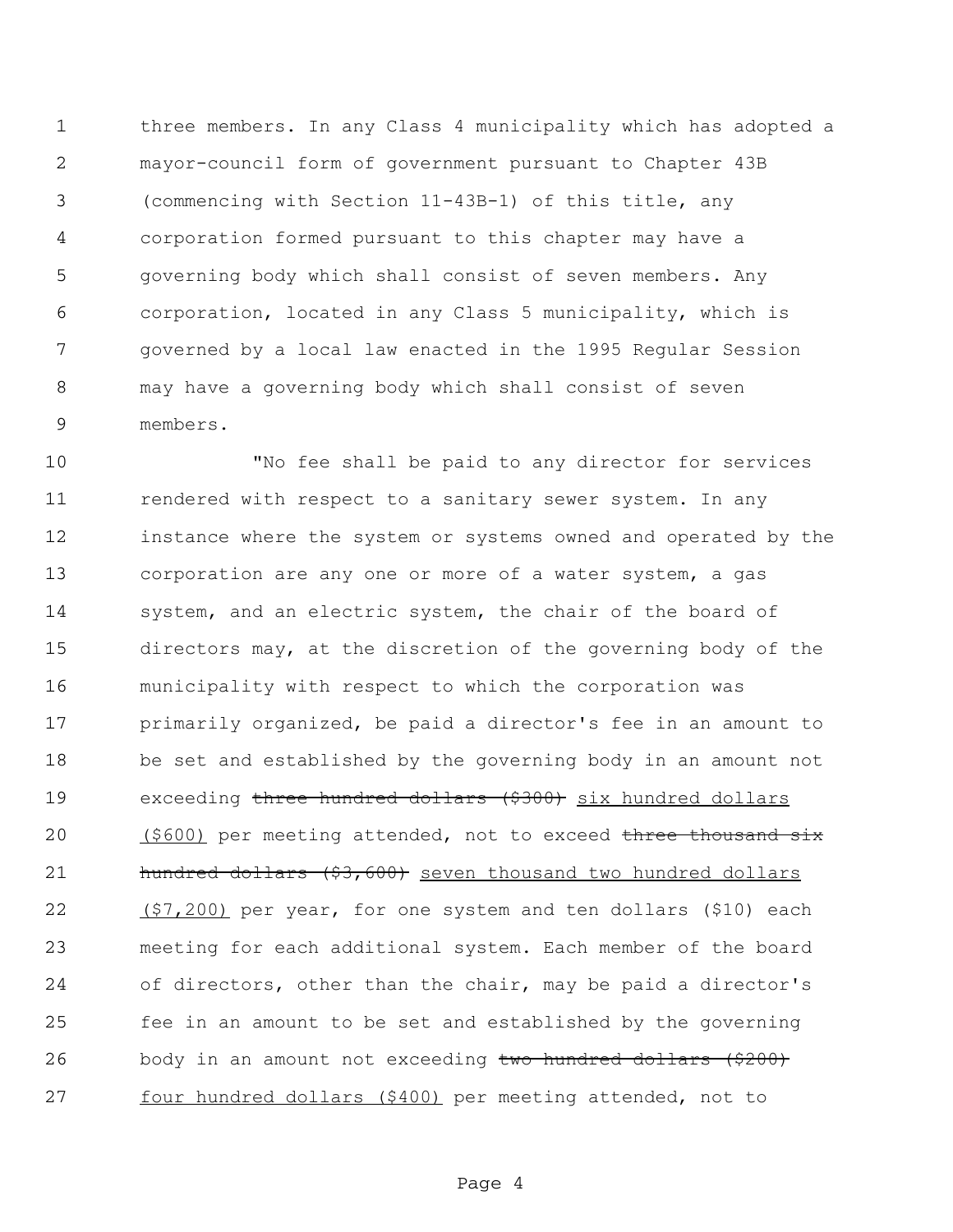three members. In any Class 4 municipality which has adopted a mayor-council form of government pursuant to Chapter 43B (commencing with Section 11-43B-1) of this title, any corporation formed pursuant to this chapter may have a governing body which shall consist of seven members. Any corporation, located in any Class 5 municipality, which is governed by a local law enacted in the 1995 Regular Session may have a governing body which shall consist of seven members.

"No fee shall be paid to any director for services rendered with respect to a sanitary sewer system. In any instance where the system or systems owned and operated by the corporation are any one or more of a water system, a gas system, and an electric system, the chair of the board of directors may, at the discretion of the governing body of the municipality with respect to which the corporation was primarily organized, be paid a director's fee in an amount to be set and established by the governing body in an amount not exceeding ~~three hundred dollars ($300)~~ six hundred dollars ($600) per meeting attended, not to exceed ~~three thousand six hundred dollars ($3,600)~~ seven thousand two hundred dollars ($7,200) per year, for one system and ten dollars ($10) each meeting for each additional system. Each member of the board of directors, other than the chair, may be paid a director's fee in an amount to be set and established by the governing body in an amount not exceeding ~~two hundred dollars ($200)~~ four hundred dollars ($400) per meeting attended, not to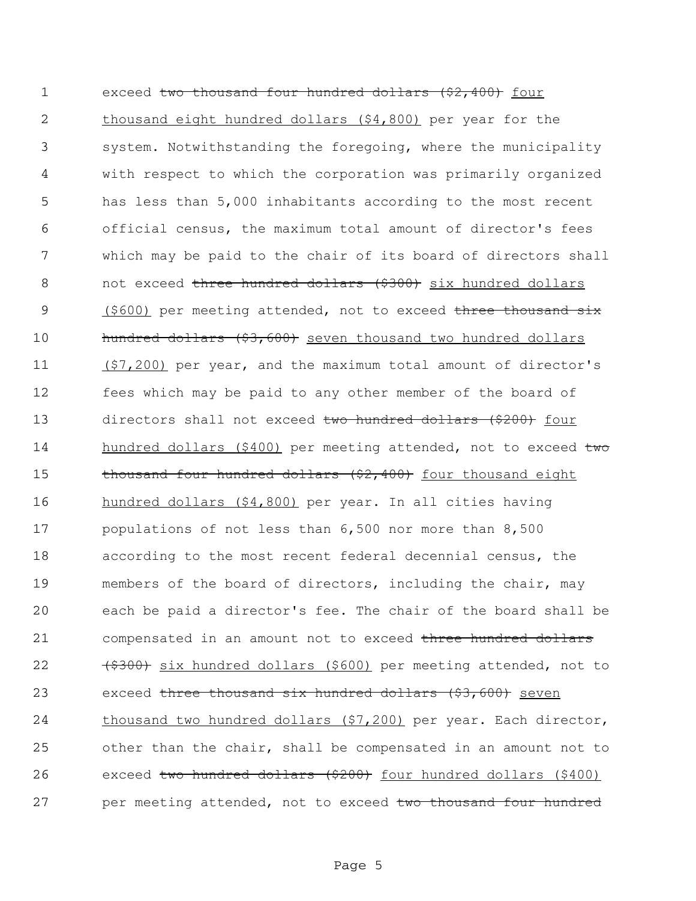exceed ~~two thousand four hundred dollars ($2,400)~~ four thousand eight hundred dollars ($4,800) per year for the system. Notwithstanding the foregoing, where the municipality with respect to which the corporation was primarily organized has less than 5,000 inhabitants according to the most recent official census, the maximum total amount of director's fees which may be paid to the chair of its board of directors shall not exceed ~~three hundred dollars ($300)~~ six hundred dollars ($600) per meeting attended, not to exceed ~~three thousand six hundred dollars ($3,600)~~ seven thousand two hundred dollars ($7,200) per year, and the maximum total amount of director's fees which may be paid to any other member of the board of directors shall not exceed ~~two hundred dollars ($200)~~ four hundred dollars ($400) per meeting attended, not to exceed ~~two thousand four hundred dollars ($2,400)~~ four thousand eight hundred dollars ($4,800) per year. In all cities having populations of not less than 6,500 nor more than 8,500 according to the most recent federal decennial census, the members of the board of directors, including the chair, may each be paid a director's fee. The chair of the board shall be compensated in an amount not to exceed ~~three hundred dollars ($300)~~ six hundred dollars ($600) per meeting attended, not to exceed ~~three thousand six hundred dollars ($3,600)~~ seven thousand two hundred dollars ($7,200) per year. Each director, other than the chair, shall be compensated in an amount not to exceed ~~two hundred dollars ($200)~~ four hundred dollars ($400) per meeting attended, not to exceed ~~two thousand four hundred~~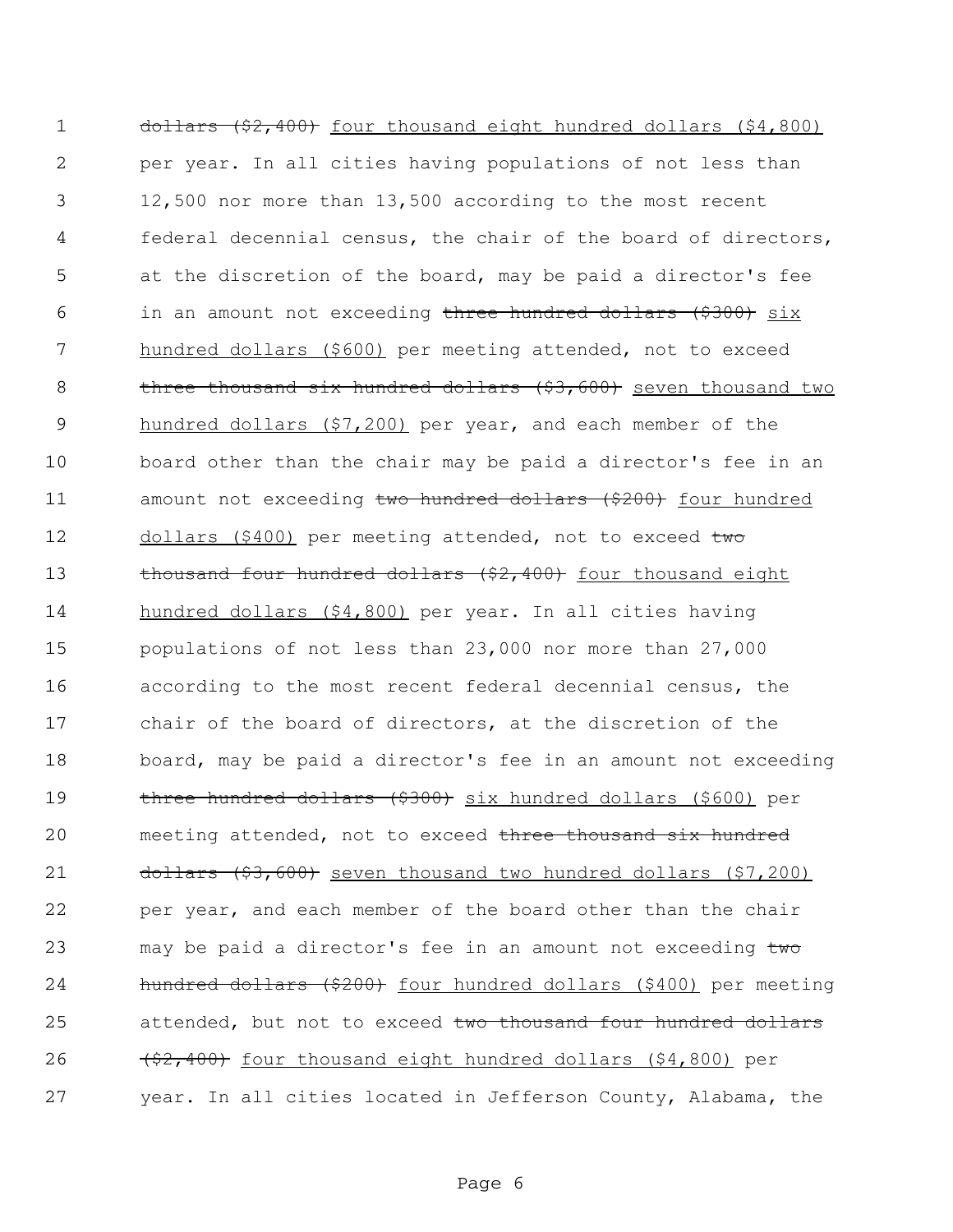~~dollars ($2,400)~~ <u>four thousand eight hundred dollars ($4,800)</u> per year. In all cities having populations of not less than 12,500 nor more than 13,500 according to the most recent federal decennial census, the chair of the board of directors, at the discretion of the board, may be paid a director's fee in an amount not exceeding ~~three hundred dollars ($300)~~ <u>six hundred dollars ($600)</u> per meeting attended, not to exceed ~~three thousand six hundred dollars ($3,600)~~ <u>seven thousand two hundred dollars ($7,200)</u> per year, and each member of the board other than the chair may be paid a director's fee in an amount not exceeding ~~two hundred dollars ($200)~~ <u>four hundred dollars ($400)</u> per meeting attended, not to exceed ~~two thousand four hundred dollars ($2,400)~~ <u>four thousand eight hundred dollars ($4,800)</u> per year. In all cities having populations of not less than 23,000 nor more than 27,000 according to the most recent federal decennial census, the chair of the board of directors, at the discretion of the board, may be paid a director's fee in an amount not exceeding ~~three hundred dollars ($300)~~ <u>six hundred dollars ($600)</u> per meeting attended, not to exceed ~~three thousand six hundred dollars ($3,600)~~ <u>seven thousand two hundred dollars ($7,200)</u> per year, and each member of the board other than the chair may be paid a director's fee in an amount not exceeding ~~two hundred dollars ($200)~~ <u>four hundred dollars ($400)</u> per meeting attended, but not to exceed ~~two thousand four hundred dollars ($2,400)~~ <u>four thousand eight hundred dollars ($4,800)</u> per year. In all cities located in Jefferson County, Alabama, the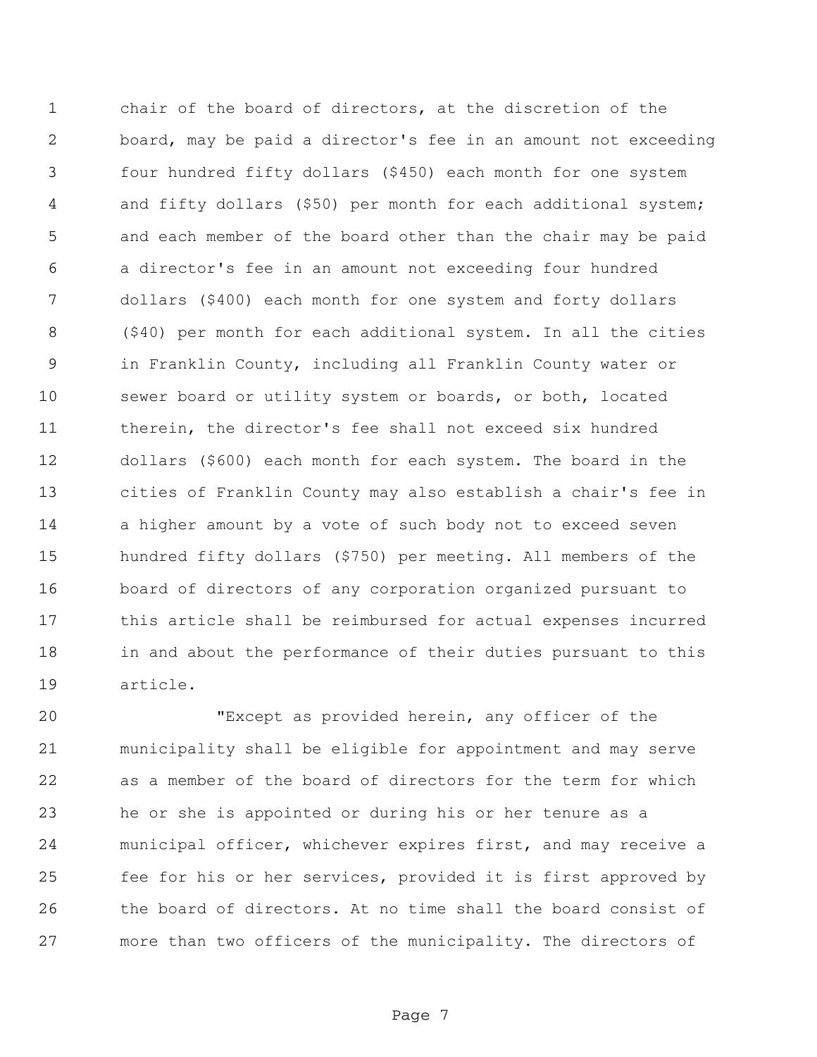chair of the board of directors, at the discretion of the board, may be paid a director's fee in an amount not exceeding four hundred fifty dollars ($450) each month for one system and fifty dollars ($50) per month for each additional system; and each member of the board other than the chair may be paid a director's fee in an amount not exceeding four hundred dollars ($400) each month for one system and forty dollars ($40) per month for each additional system. In all the cities in Franklin County, including all Franklin County water or sewer board or utility system or boards, or both, located therein, the director's fee shall not exceed six hundred dollars ($600) each month for each system. The board in the cities of Franklin County may also establish a chair's fee in a higher amount by a vote of such body not to exceed seven hundred fifty dollars ($750) per meeting. All members of the board of directors of any corporation organized pursuant to this article shall be reimbursed for actual expenses incurred in and about the performance of their duties pursuant to this article.

"Except as provided herein, any officer of the municipality shall be eligible for appointment and may serve as a member of the board of directors for the term for which he or she is appointed or during his or her tenure as a municipal officer, whichever expires first, and may receive a fee for his or her services, provided it is first approved by the board of directors. At no time shall the board consist of more than two officers of the municipality. The directors of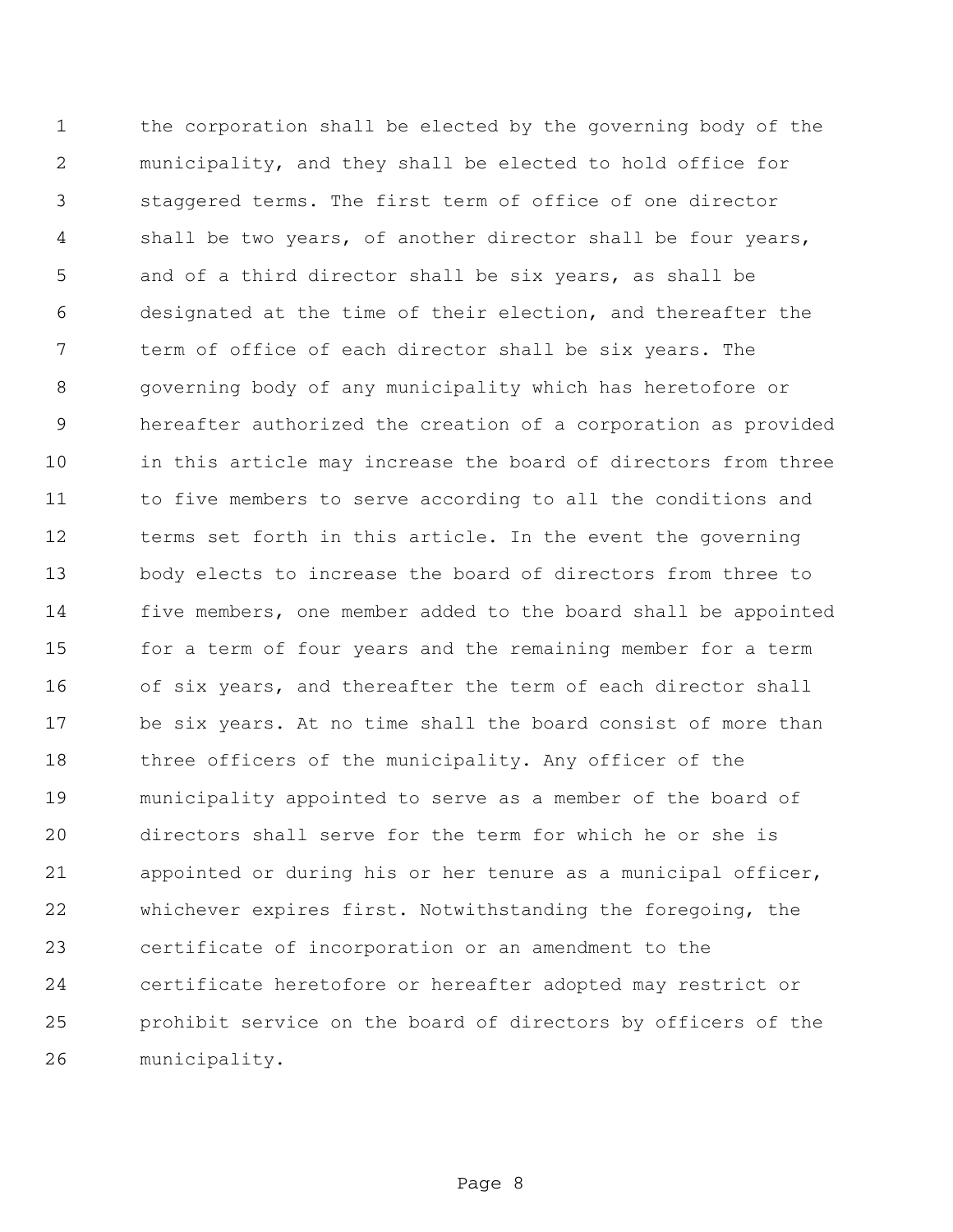the corporation shall be elected by the governing body of the municipality, and they shall be elected to hold office for staggered terms. The first term of office of one director shall be two years, of another director shall be four years, and of a third director shall be six years, as shall be designated at the time of their election, and thereafter the term of office of each director shall be six years. The governing body of any municipality which has heretofore or hereafter authorized the creation of a corporation as provided in this article may increase the board of directors from three to five members to serve according to all the conditions and terms set forth in this article. In the event the governing body elects to increase the board of directors from three to five members, one member added to the board shall be appointed for a term of four years and the remaining member for a term of six years, and thereafter the term of each director shall be six years. At no time shall the board consist of more than three officers of the municipality. Any officer of the municipality appointed to serve as a member of the board of directors shall serve for the term for which he or she is appointed or during his or her tenure as a municipal officer, whichever expires first. Notwithstanding the foregoing, the certificate of incorporation or an amendment to the certificate heretofore or hereafter adopted may restrict or prohibit service on the board of directors by officers of the municipality.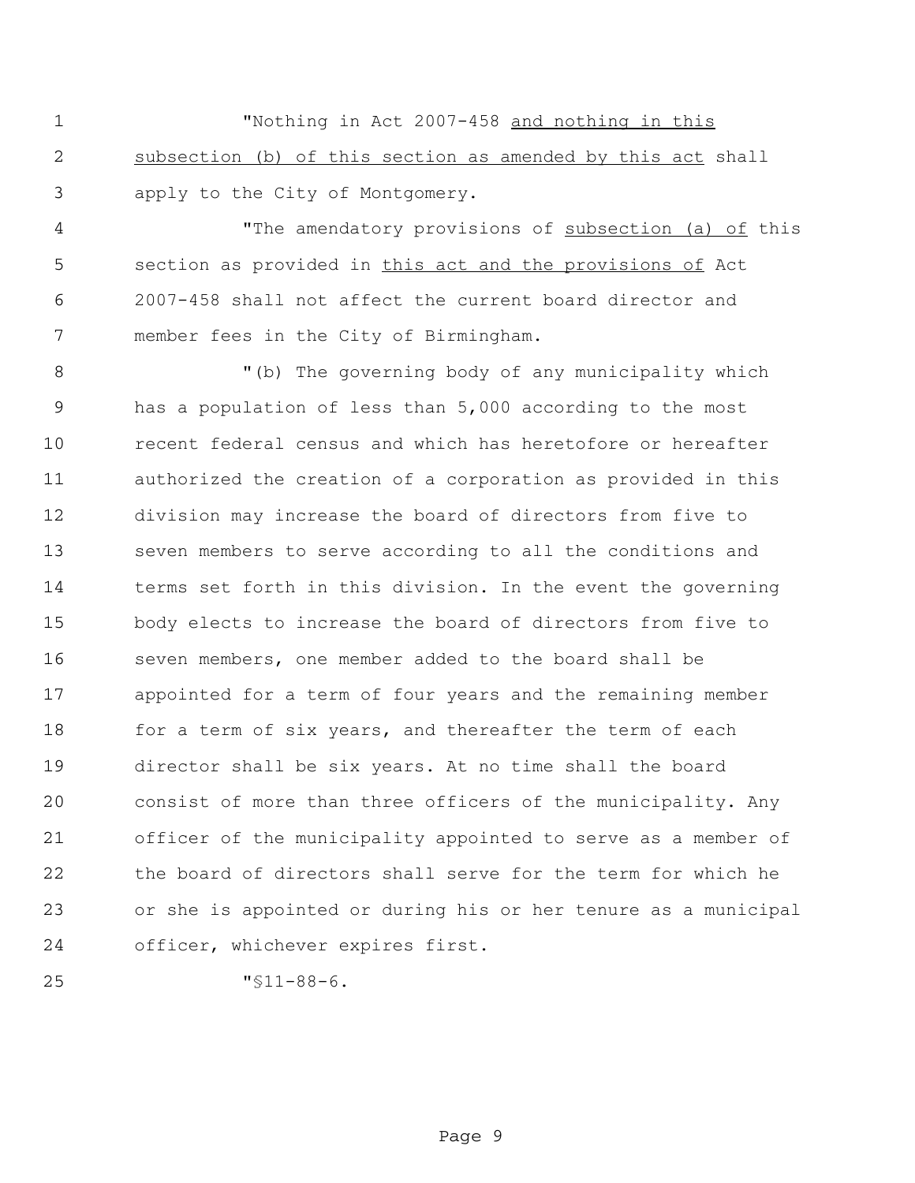"Nothing in Act 2007-458 <u>and nothing in this subsection (b) of this section as amended by this act</u> shall apply to the City of Montgomery.

"The amendatory provisions of <u>subsection (a) of</u> this section as provided in <u>this act and the provisions of</u> Act 2007-458 shall not affect the current board director and member fees in the City of Birmingham.

"(b) The governing body of any municipality which has a population of less than 5,000 according to the most recent federal census and which has heretofore or hereafter authorized the creation of a corporation as provided in this division may increase the board of directors from five to seven members to serve according to all the conditions and terms set forth in this division. In the event the governing body elects to increase the board of directors from five to seven members, one member added to the board shall be appointed for a term of four years and the remaining member for a term of six years, and thereafter the term of each director shall be six years. At no time shall the board consist of more than three officers of the municipality. Any officer of the municipality appointed to serve as a member of the board of directors shall serve for the term for which he or she is appointed or during his or her tenure as a municipal officer, whichever expires first.

"§11-88-6.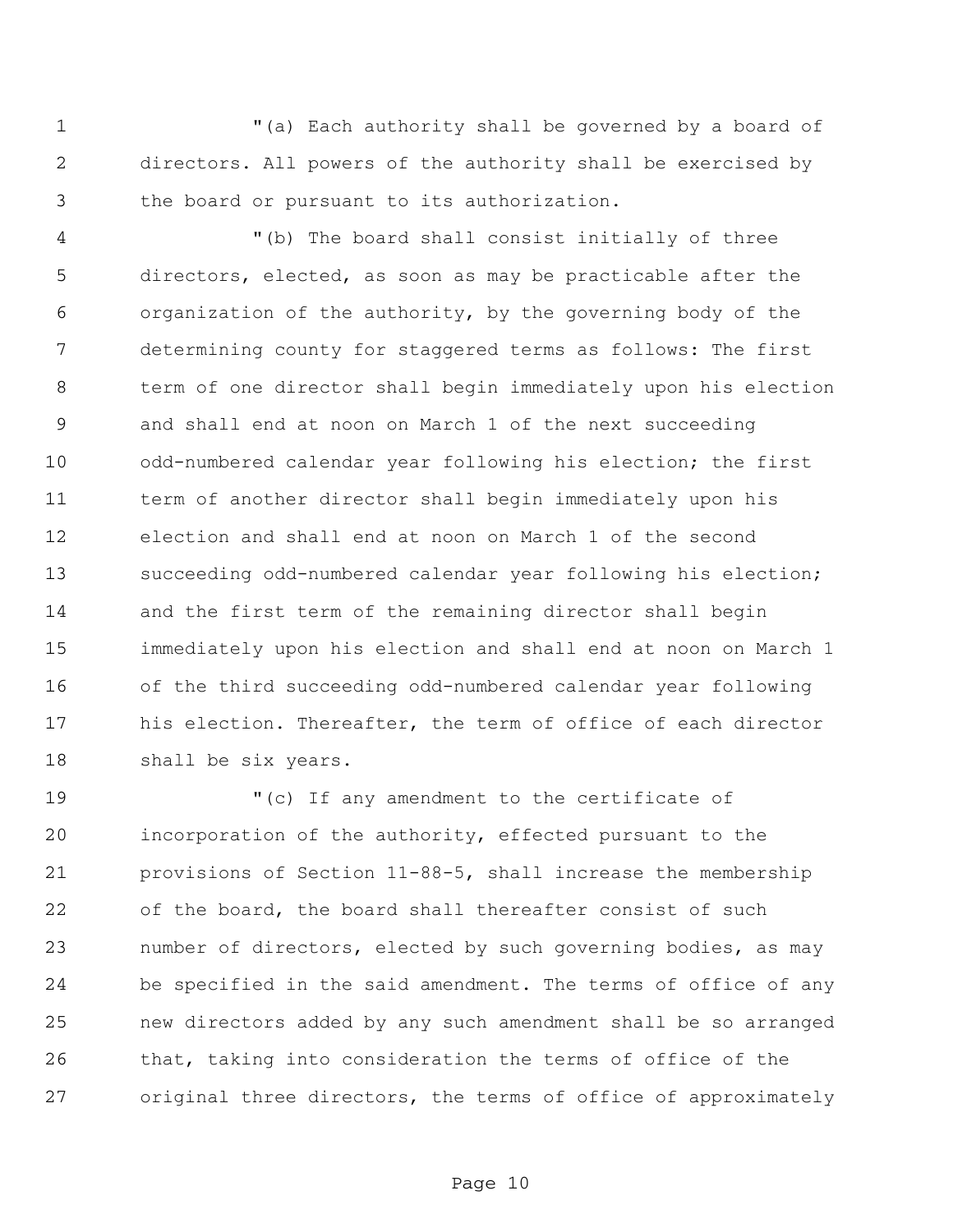"(a) Each authority shall be governed by a board of directors. All powers of the authority shall be exercised by the board or pursuant to its authorization.

"(b) The board shall consist initially of three directors, elected, as soon as may be practicable after the organization of the authority, by the governing body of the determining county for staggered terms as follows: The first term of one director shall begin immediately upon his election and shall end at noon on March 1 of the next succeeding odd-numbered calendar year following his election; the first term of another director shall begin immediately upon his election and shall end at noon on March 1 of the second succeeding odd-numbered calendar year following his election; and the first term of the remaining director shall begin immediately upon his election and shall end at noon on March 1 of the third succeeding odd-numbered calendar year following his election. Thereafter, the term of office of each director shall be six years.

"(c) If any amendment to the certificate of incorporation of the authority, effected pursuant to the provisions of Section 11-88-5, shall increase the membership of the board, the board shall thereafter consist of such number of directors, elected by such governing bodies, as may be specified in the said amendment. The terms of office of any new directors added by any such amendment shall be so arranged that, taking into consideration the terms of office of the original three directors, the terms of office of approximately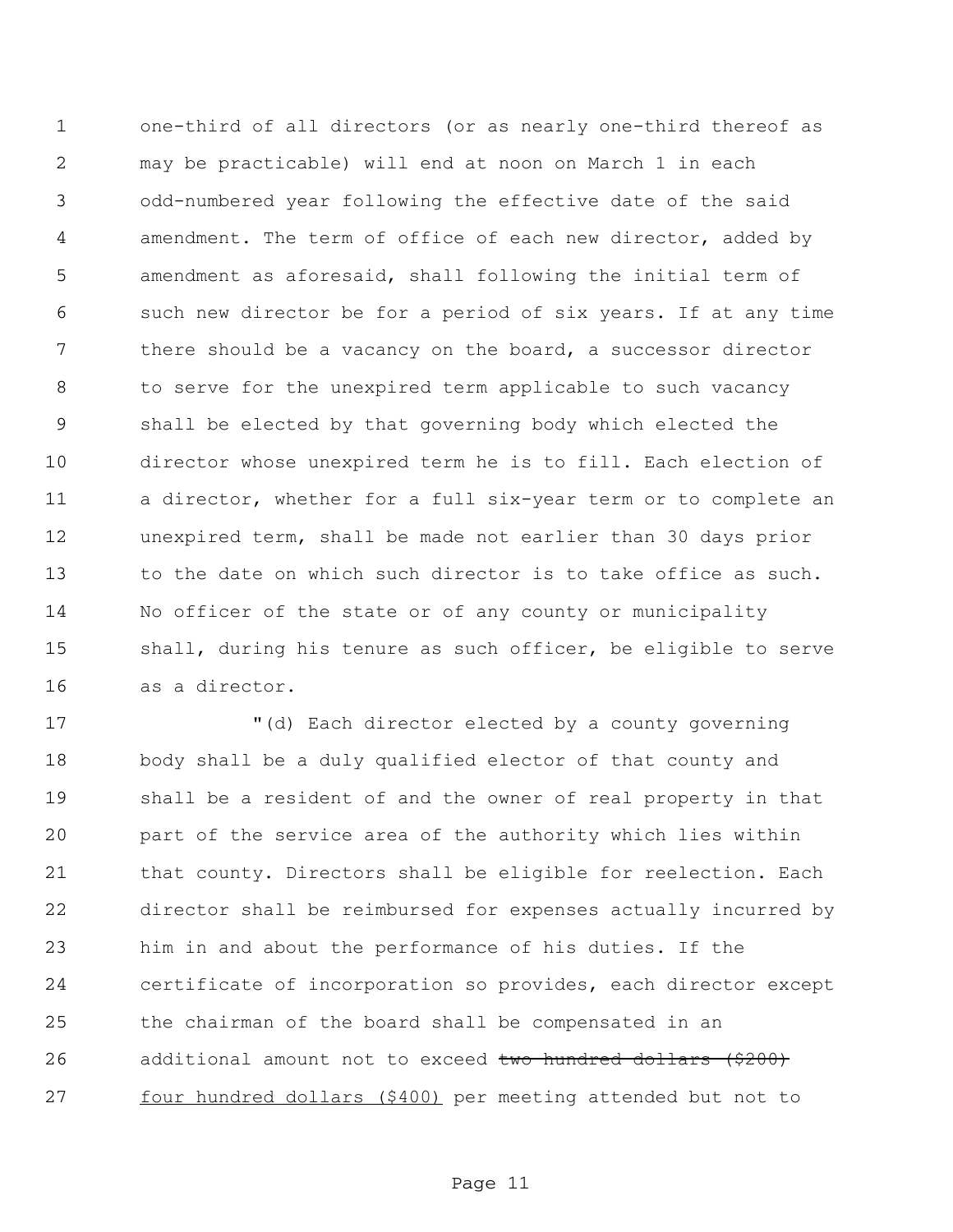one-third of all directors (or as nearly one-third thereof as may be practicable) will end at noon on March 1 in each odd-numbered year following the effective date of the said amendment. The term of office of each new director, added by amendment as aforesaid, shall following the initial term of such new director be for a period of six years. If at any time there should be a vacancy on the board, a successor director to serve for the unexpired term applicable to such vacancy shall be elected by that governing body which elected the director whose unexpired term he is to fill. Each election of a director, whether for a full six-year term or to complete an unexpired term, shall be made not earlier than 30 days prior to the date on which such director is to take office as such. No officer of the state or of any county or municipality shall, during his tenure as such officer, be eligible to serve as a director.

"(d) Each director elected by a county governing body shall be a duly qualified elector of that county and shall be a resident of and the owner of real property in that part of the service area of the authority which lies within that county. Directors shall be eligible for reelection. Each director shall be reimbursed for expenses actually incurred by him in and about the performance of his duties. If the certificate of incorporation so provides, each director except the chairman of the board shall be compensated in an additional amount not to exceed ~~two hundred dollars ($200)~~ four hundred dollars ($400) per meeting attended but not to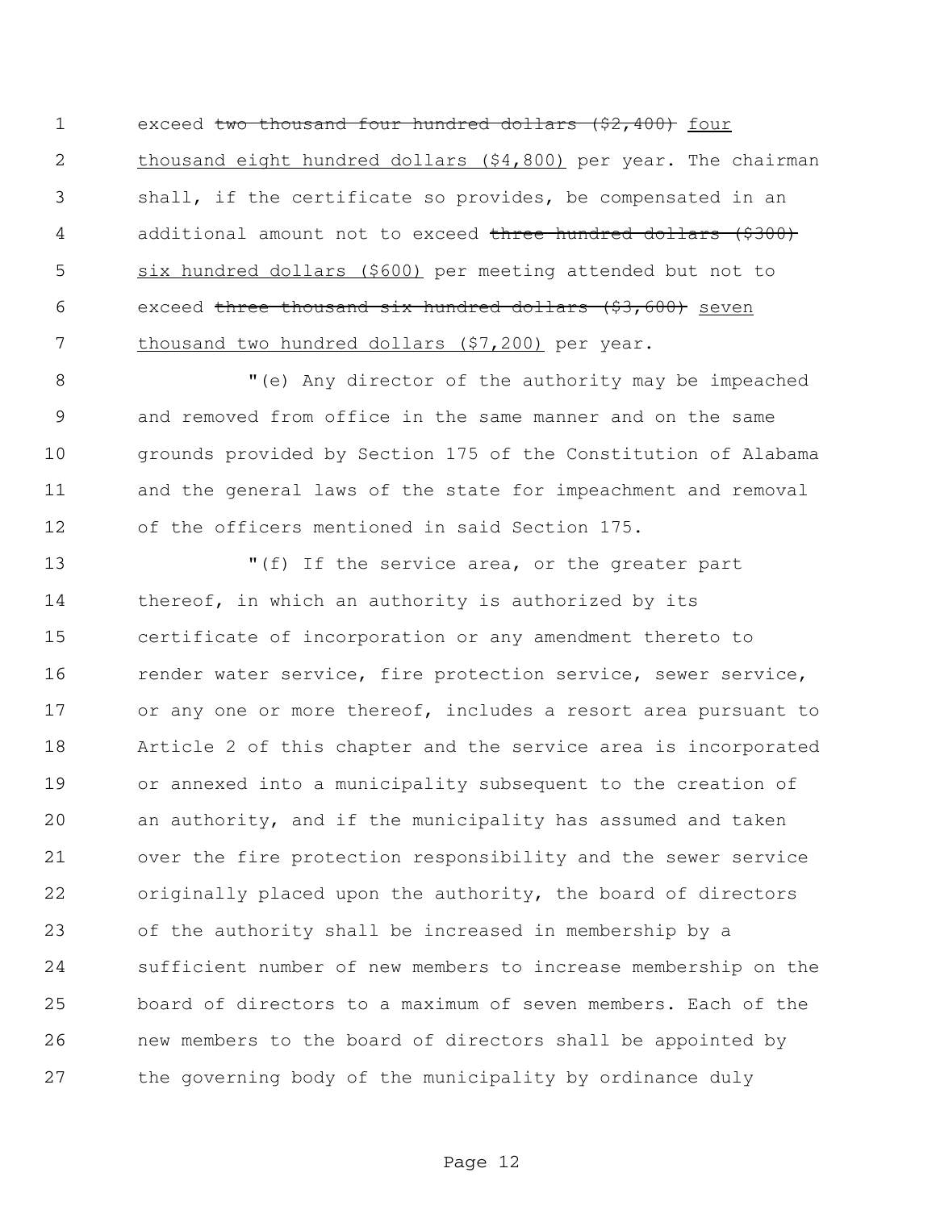exceed ~~two thousand four hundred dollars ($2,400)~~ <u>four thousand eight hundred dollars ($4,800)</u> per year. The chairman shall, if the certificate so provides, be compensated in an additional amount not to exceed ~~three hundred dollars ($300)~~ <u>six hundred dollars ($600)</u> per meeting attended but not to exceed ~~three thousand six hundred dollars ($3,600)~~ <u>seven thousand two hundred dollars ($7,200)</u> per year.

"(e) Any director of the authority may be impeached and removed from office in the same manner and on the same grounds provided by Section 175 of the Constitution of Alabama and the general laws of the state for impeachment and removal of the officers mentioned in said Section 175.

"(f) If the service area, or the greater part thereof, in which an authority is authorized by its certificate of incorporation or any amendment thereto to render water service, fire protection service, sewer service, or any one or more thereof, includes a resort area pursuant to Article 2 of this chapter and the service area is incorporated or annexed into a municipality subsequent to the creation of an authority, and if the municipality has assumed and taken over the fire protection responsibility and the sewer service originally placed upon the authority, the board of directors of the authority shall be increased in membership by a sufficient number of new members to increase membership on the board of directors to a maximum of seven members. Each of the new members to the board of directors shall be appointed by the governing body of the municipality by ordinance duly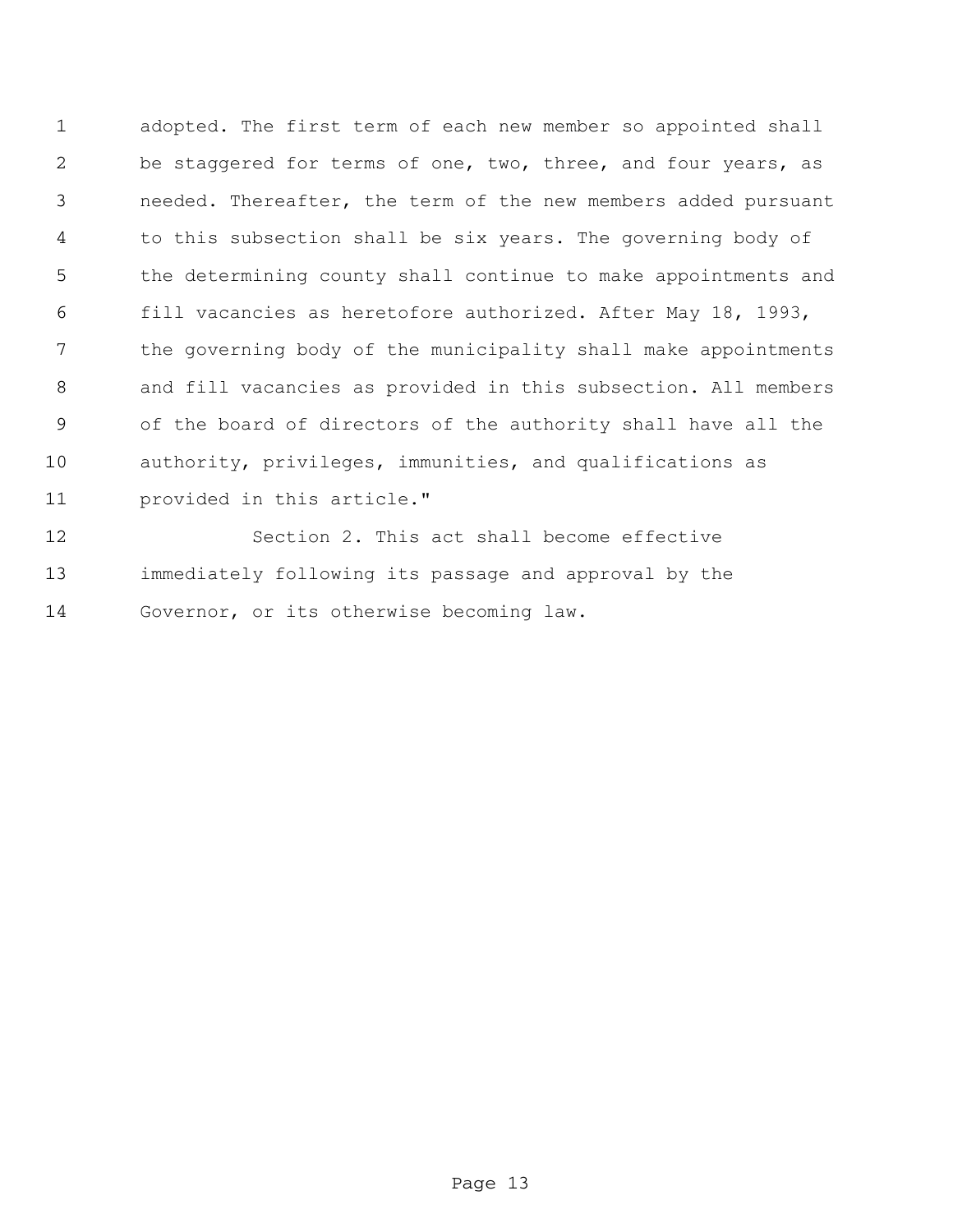adopted. The first term of each new member so appointed shall be staggered for terms of one, two, three, and four years, as needed. Thereafter, the term of the new members added pursuant to this subsection shall be six years. The governing body of the determining county shall continue to make appointments and fill vacancies as heretofore authorized. After May 18, 1993, the governing body of the municipality shall make appointments and fill vacancies as provided in this subsection. All members of the board of directors of the authority shall have all the authority, privileges, immunities, and qualifications as provided in this article."

Section 2. This act shall become effective immediately following its passage and approval by the Governor, or its otherwise becoming law.